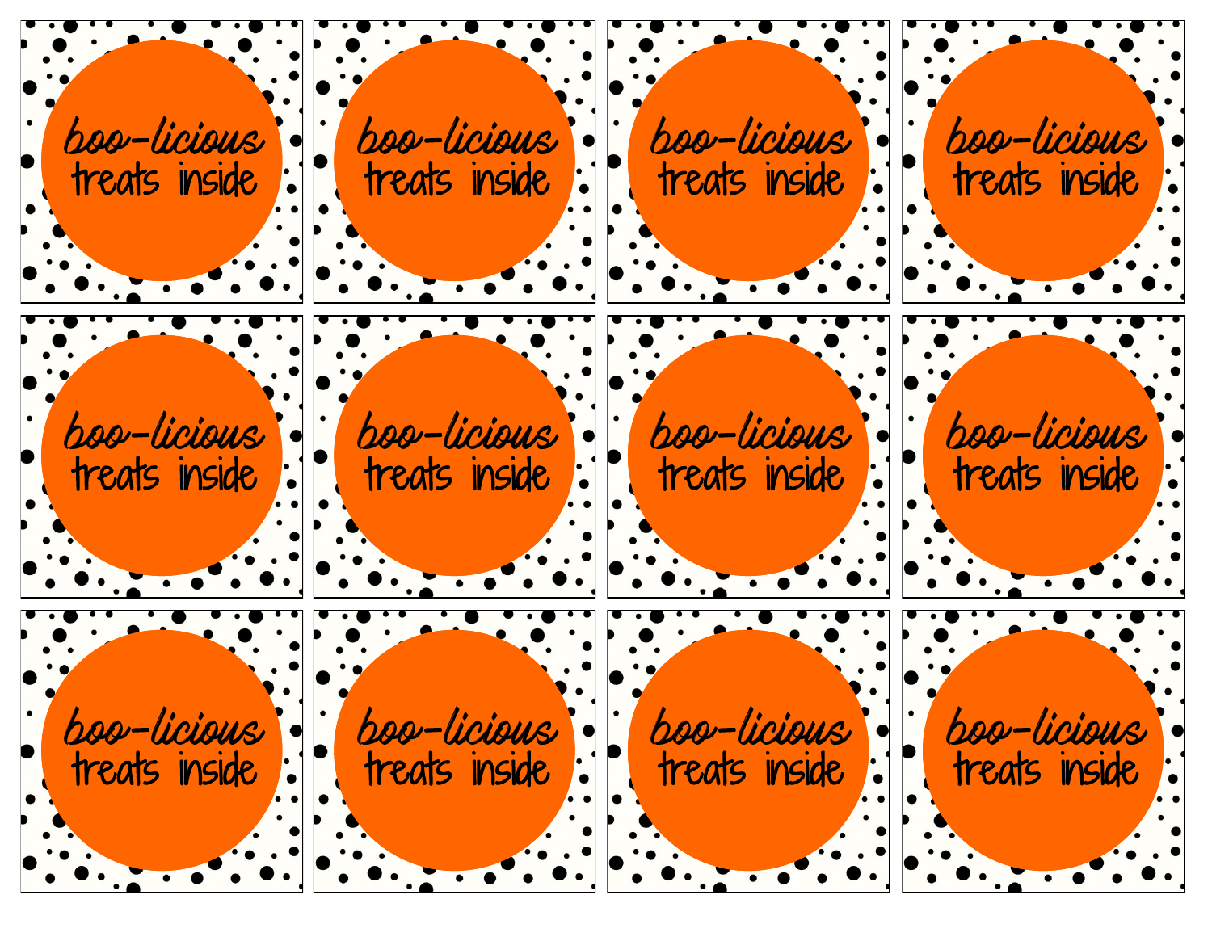boo-licious treats inside

boo-licious treats inside

boo-licious treats inside

boo-licious treats inside

boo-licious treats inside

boo-licious treats inside

boo-licious treats inside

boo-licious treats inside

boo-licious treats inside

boo-licious treats inside

boo-licious treats inside

boo-licious treats inside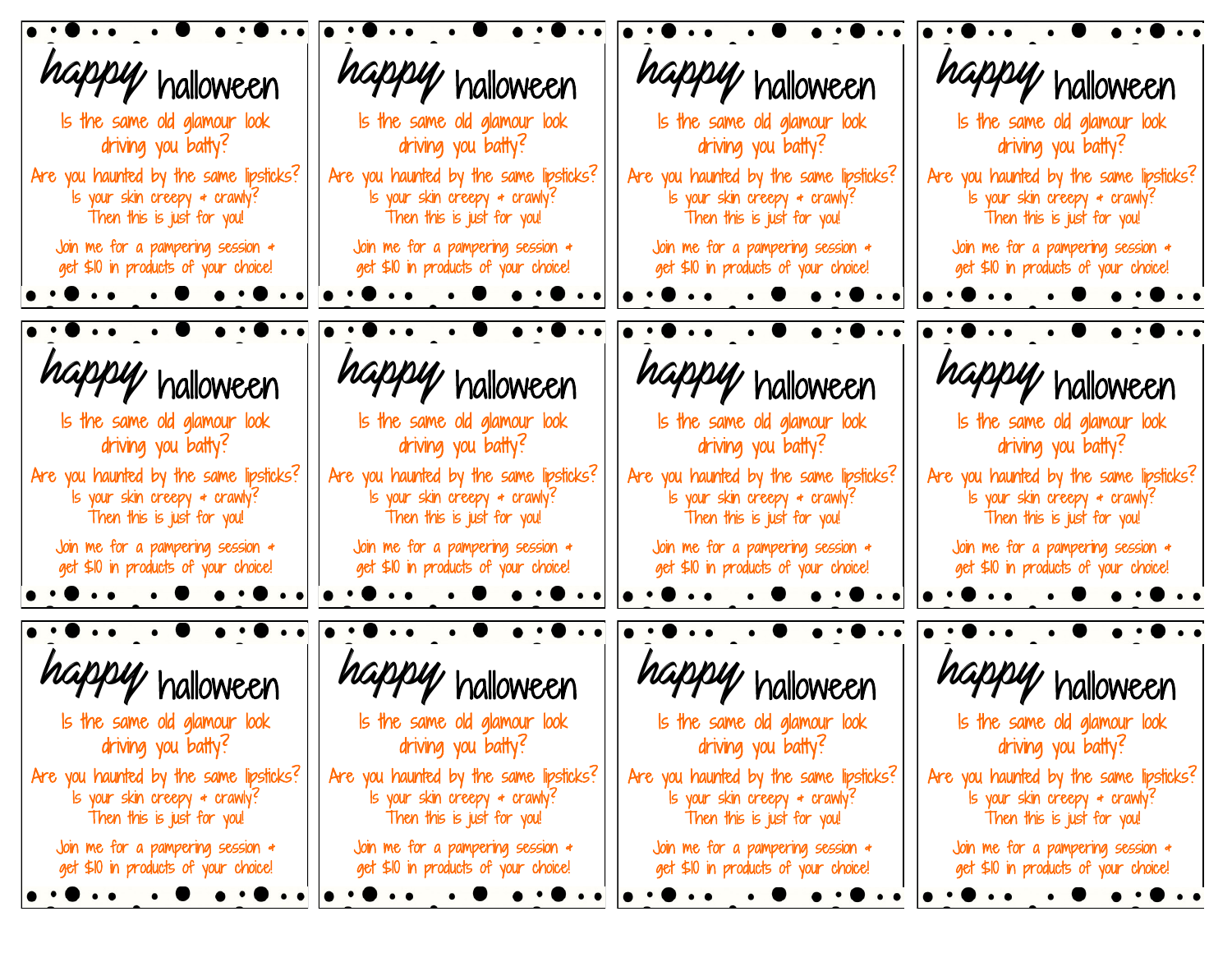happy halloween

Is the same old glamour look driving you batty?

Are you haunted by the same lipsticks?
Is your skin creepy + crawly?
Then this is just for you!

Join me for a pampering session + get $10 in products of your choice!

---

happy halloween

Is the same old glamour look driving you batty?

Are you haunted by the same lipsticks?
Is your skin creepy + crawly?
Then this is just for you!

Join me for a pampering session + get $10 in products of your choice!

---

happy halloween

Is the same old glamour look driving you batty?

Are you haunted by the same lipsticks?
Is your skin creepy + crawly?
Then this is just for you!

Join me for a pampering session + get $10 in products of your choice!

---

happy halloween

Is the same old glamour look driving you batty?

Are you haunted by the same lipsticks?
Is your skin creepy + crawly?
Then this is just for you!

Join me for a pampering session + get $10 in products of your choice!

---

happy halloween

Is the same old glamour look driving you batty?

Are you haunted by the same lipsticks?
Is your skin creepy + crawly?
Then this is just for you!

Join me for a pampering session + get $10 in products of your choice!

---

happy halloween

Is the same old glamour look driving you batty?

Are you haunted by the same lipsticks?
Is your skin creepy + crawly?
Then this is just for you!

Join me for a pampering session + get $10 in products of your choice!

---

happy halloween

Is the same old glamour look driving you batty?

Are you haunted by the same lipsticks?
Is your skin creepy + crawly?
Then this is just for you!

Join me for a pampering session + get $10 in products of your choice!

---

happy halloween

Is the same old glamour look driving you batty?

Are you haunted by the same lipsticks?
Is your skin creepy + crawly?
Then this is just for you!

Join me for a pampering session + get $10 in products of your choice!

---

happy halloween

Is the same old glamour look driving you batty?

Are you haunted by the same lipsticks?
Is your skin creepy + crawly?
Then this is just for you!

Join me for a pampering session + get $10 in products of your choice!

---

happy halloween

Is the same old glamour look driving you batty?

Are you haunted by the same lipsticks?
Is your skin creepy + crawly?
Then this is just for you!

Join me for a pampering session + get $10 in products of your choice!

---

happy halloween

Is the same old glamour look driving you batty?

Are you haunted by the same lipsticks?
Is your skin creepy + crawly?
Then this is just for you!

Join me for a pampering session + get $10 in products of your choice!

---

happy halloween

Is the same old glamour look driving you batty?

Are you haunted by the same lipsticks?
Is your skin creepy + crawly?
Then this is just for you!

Join me for a pampering session + get $10 in products of your choice!